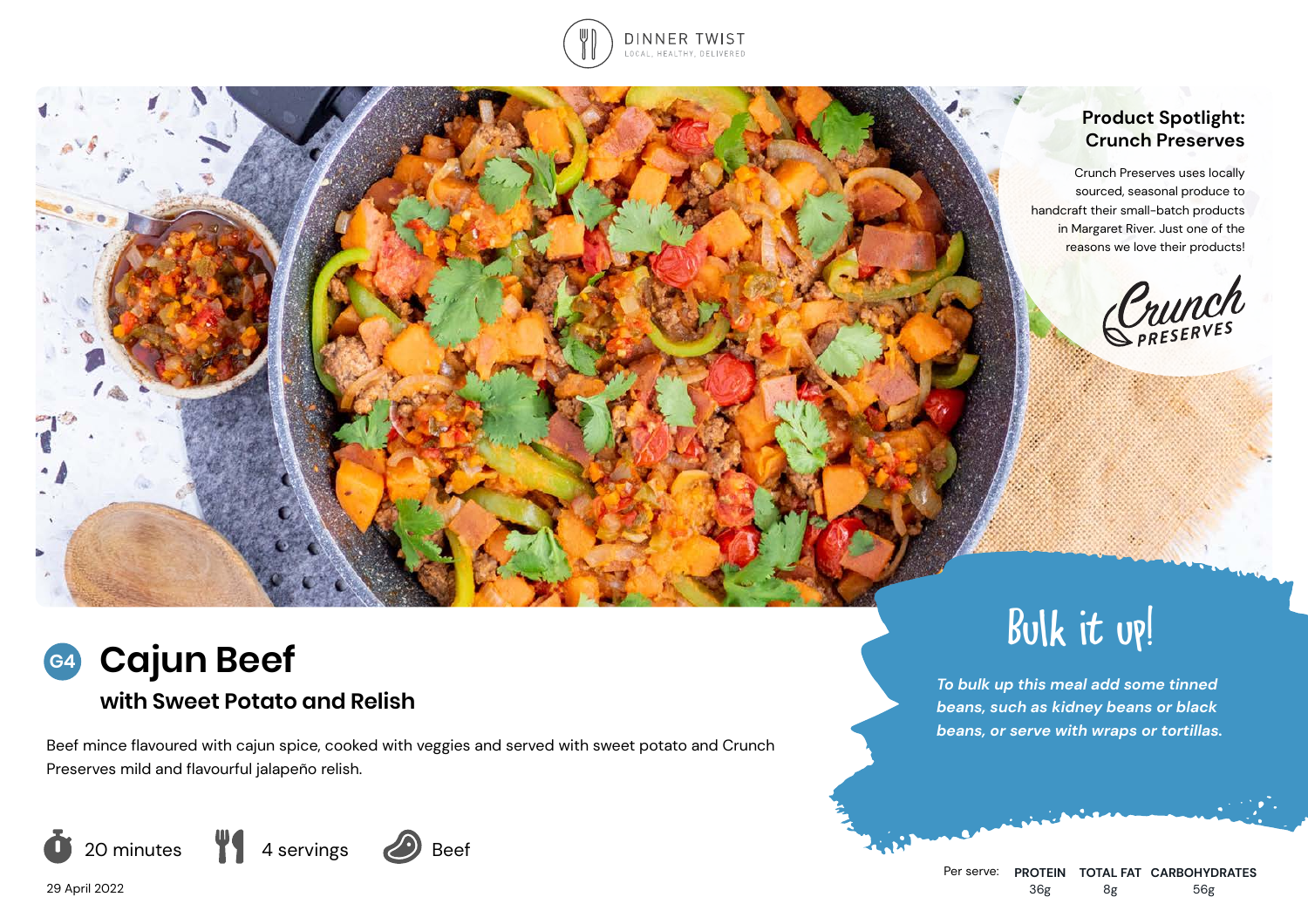DINNER TWIST
LOCAL, HEALTHY, DELIVERED

## Product Spotlight: Crunch Preserves

Crunch Preserves uses locally sourced, seasonal produce to handcraft their small-batch products in Margaret River. Just one of the reasons we love their products!

# G4 Cajun Beef

## with Sweet Potato and Relish

Beef mince flavoured with cajun spice, cooked with veggies and served with sweet potato and Crunch Preserves mild and flavourful jalapeño relish.

20 minutes | 4 servings | Beef

29 April 2022

## Bulk it up!

*To bulk up this meal add some tinned beans, such as kidney beans or black beans, or serve with wraps or tortillas.*

| Per serve: | PROTEIN | TOTAL FAT | CARBOHYDRATES |
|---|---|---|---|
| | 36g | 8g | 56g |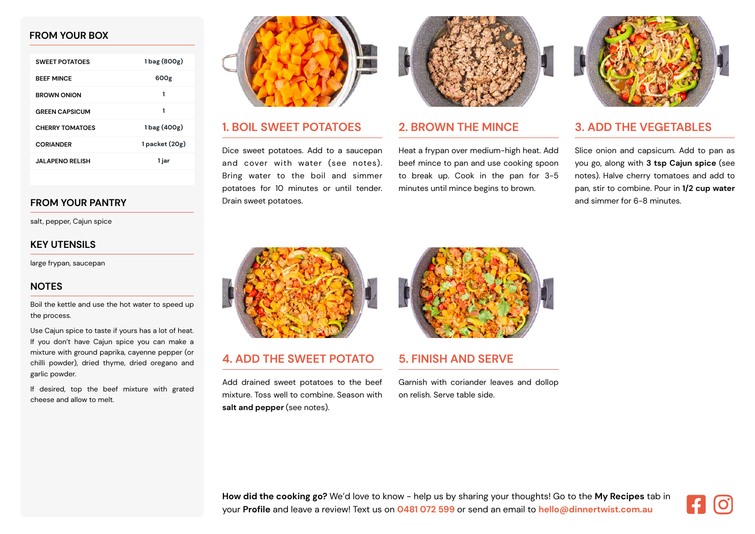## FROM YOUR BOX

| | |
|---|---|
| SWEET POTATOES | 1 bag (800g) |
| BEEF MINCE | 600g |
| BROWN ONION | 1 |
| GREEN CAPSICUM | 1 |
| CHERRY TOMATOES | 1 bag (400g) |
| CORIANDER | 1 packet (20g) |
| JALAPENO RELISH | 1 jar |

## FROM YOUR PANTRY

salt, pepper, Cajun spice

## KEY UTENSILS

large frypan, saucepan

## NOTES

Boil the kettle and use the hot water to speed up the process.

Use Cajun spice to taste if yours has a lot of heat. If you don't have Cajun spice you can make a mixture with ground paprika, cayenne pepper (or chilli powder), dried thyme, dried oregano and garlic powder.

If desired, top the beef mixture with grated cheese and allow to melt.

## 1. BOIL SWEET POTATOES

Dice sweet potatoes. Add to a saucepan and cover with water (see notes). Bring water to the boil and simmer potatoes for 10 minutes or until tender. Drain sweet potatoes.

## 2. BROWN THE MINCE

Heat a frypan over medium-high heat. Add beef mince to pan and use cooking spoon to break up. Cook in the pan for 3-5 minutes until mince begins to brown.

## 3. ADD THE VEGETABLES

Slice onion and capsicum. Add to pan as you go, along with **3 tsp Cajun spice** (see notes). Halve cherry tomatoes and add to pan, stir to combine. Pour in **1/2 cup water** and simmer for 6-8 minutes.

## 4. ADD THE SWEET POTATO

Add drained sweet potatoes to the beef mixture. Toss well to combine. Season with **salt and pepper** (see notes).

## 5. FINISH AND SERVE

Garnish with coriander leaves and dollop on relish. Serve table side.

**How did the cooking go?** We'd love to know - help us by sharing your thoughts! Go to the **My Recipes** tab in your **Profile** and leave a review! Text us on 0481 072 599 or send an email to hello@dinnertwist.com.au